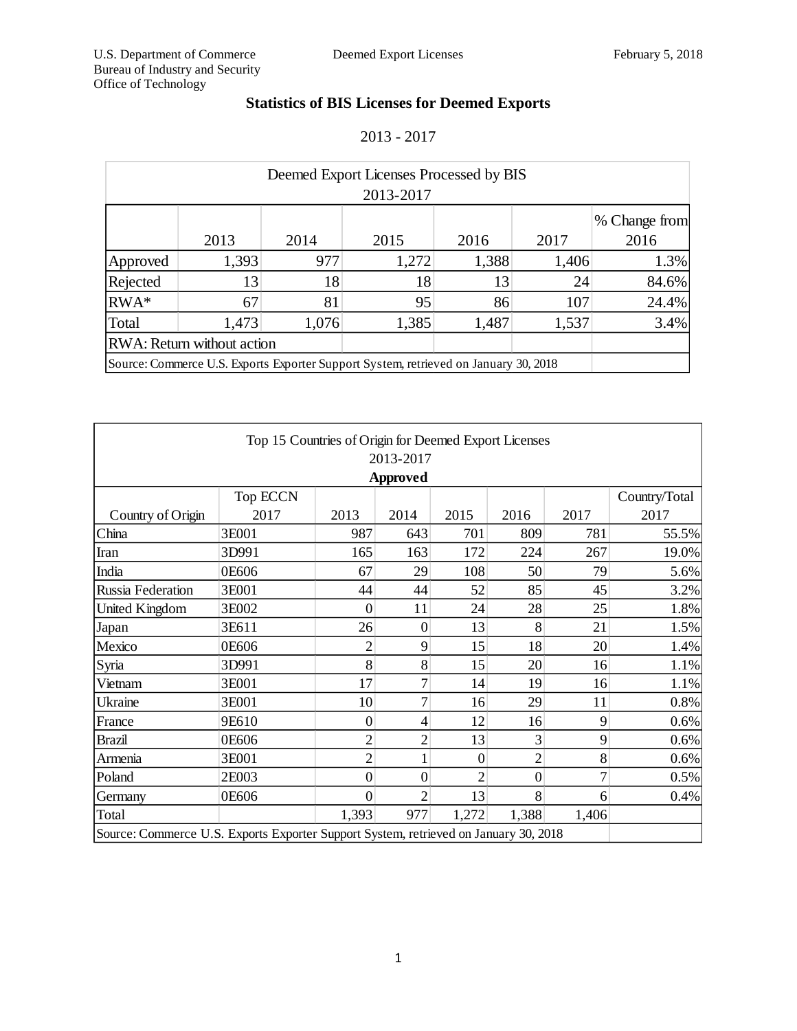U.S. Department of Commerce
Bureau of Industry and Security
Office of Technology

Deemed Export Licenses

February 5, 2018

## Statistics of BIS Licenses for Deemed Exports

2013 - 2017

| Deemed Export Licenses Processed by BIS 2013-2017 | | | | | | |
|---|---|---|---|---|---|---|
| | 2013 | 2014 | 2015 | 2016 | 2017 | % Change from 2016 |
| Approved | 1,393 | 977 | 1,272 | 1,388 | 1,406 | 1.3% |
| Rejected | 13 | 18 | 18 | 13 | 24 | 84.6% |
| RWA* | 67 | 81 | 95 | 86 | 107 | 24.4% |
| Total | 1,473 | 1,076 | 1,385 | 1,487 | 1,537 | 3.4% |
| RWA: Return without action | | | | | | |
| Source: Commerce U.S. Exports Exporter Support System, retrieved on January 30, 2018 | | | | | | |

| Top 15 Countries of Origin for Deemed Export Licenses 2013-2017 **Approved** | | | | | | | |
|---|---|---|---|---|---|---|---|
| Country of Origin | Top ECCN 2017 | 2013 | 2014 | 2015 | 2016 | 2017 | Country/Total 2017 |
| China | 3E001 | 987 | 643 | 701 | 809 | 781 | 55.5% |
| Iran | 3D991 | 165 | 163 | 172 | 224 | 267 | 19.0% |
| India | 0E606 | 67 | 29 | 108 | 50 | 79 | 5.6% |
| Russia Federation | 3E001 | 44 | 44 | 52 | 85 | 45 | 3.2% |
| United Kingdom | 3E002 | 0 | 11 | 24 | 28 | 25 | 1.8% |
| Japan | 3E611 | 26 | 0 | 13 | 8 | 21 | 1.5% |
| Mexico | 0E606 | 2 | 9 | 15 | 18 | 20 | 1.4% |
| Syria | 3D991 | 8 | 8 | 15 | 20 | 16 | 1.1% |
| Vietnam | 3E001 | 17 | 7 | 14 | 19 | 16 | 1.1% |
| Ukraine | 3E001 | 10 | 7 | 16 | 29 | 11 | 0.8% |
| France | 9E610 | 0 | 4 | 12 | 16 | 9 | 0.6% |
| Brazil | 0E606 | 2 | 2 | 13 | 3 | 9 | 0.6% |
| Armenia | 3E001 | 2 | 1 | 0 | 2 | 8 | 0.6% |
| Poland | 2E003 | 0 | 0 | 2 | 0 | 7 | 0.5% |
| Germany | 0E606 | 0 | 2 | 13 | 8 | 6 | 0.4% |
| Total | | 1,393 | 977 | 1,272 | 1,388 | 1,406 | |
| Source: Commerce U.S. Exports Exporter Support System, retrieved on January 30, 2018 | | | | | | | |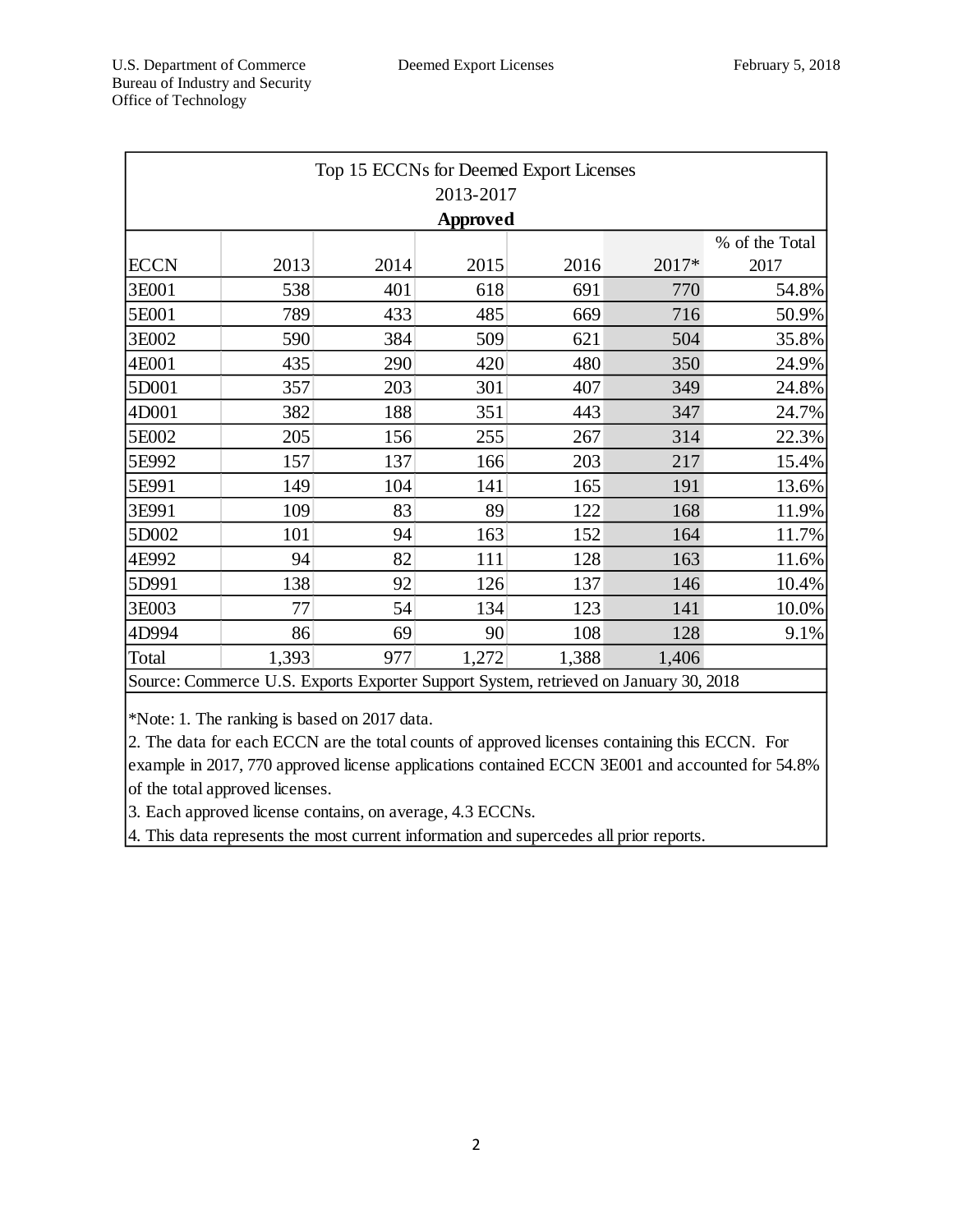| Top 15 ECCNs for Deemed Export Licenses 2013-2017 **Approved** | | | | | | |
|---|---|---|---|---|---|---|
| ECCN | 2013 | 2014 | 2015 | 2016 | 2017* | % of the Total 2017 |
| 3E001 | 538 | 401 | 618 | 691 | 770 | 54.8% |
| 5E001 | 789 | 433 | 485 | 669 | 716 | 50.9% |
| 3E002 | 590 | 384 | 509 | 621 | 504 | 35.8% |
| 4E001 | 435 | 290 | 420 | 480 | 350 | 24.9% |
| 5D001 | 357 | 203 | 301 | 407 | 349 | 24.8% |
| 4D001 | 382 | 188 | 351 | 443 | 347 | 24.7% |
| 5E002 | 205 | 156 | 255 | 267 | 314 | 22.3% |
| 5E992 | 157 | 137 | 166 | 203 | 217 | 15.4% |
| 5E991 | 149 | 104 | 141 | 165 | 191 | 13.6% |
| 3E991 | 109 | 83 | 89 | 122 | 168 | 11.9% |
| 5D002 | 101 | 94 | 163 | 152 | 164 | 11.7% |
| 4E992 | 94 | 82 | 111 | 128 | 163 | 11.6% |
| 5D991 | 138 | 92 | 126 | 137 | 146 | 10.4% |
| 3E003 | 77 | 54 | 134 | 123 | 141 | 10.0% |
| 4D994 | 86 | 69 | 90 | 108 | 128 | 9.1% |
| Total | 1,393 | 977 | 1,272 | 1,388 | 1,406 | |

Source: Commerce U.S. Exports Exporter Support System, retrieved on January 30, 2018

*Note: 1. The ranking is based on 2017 data.

2. The data for each ECCN are the total counts of approved licenses containing this ECCN. For example in 2017, 770 approved license applications contained ECCN 3E001 and accounted for 54.8% of the total approved licenses.

3. Each approved license contains, on average, 4.3 ECCNs.

4. This data represents the most current information and supercedes all prior reports.